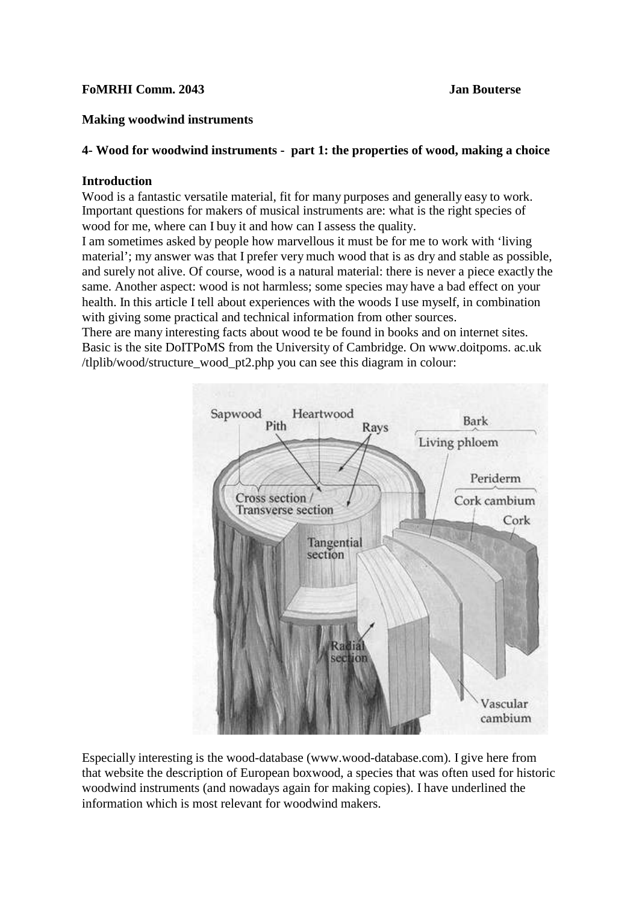**FoMRHI Comm. 2043** **Jan Bouterse**

**Making woodwind instruments**

**4- Wood for woodwind instruments - part 1: the properties of wood, making a choice**

**Introduction**

Wood is a fantastic versatile material, fit for many purposes and generally easy to work. Important questions for makers of musical instruments are: what is the right species of wood for me, where can I buy it and how can I assess the quality.

I am sometimes asked by people how marvellous it must be for me to work with 'living material'; my answer was that I prefer very much wood that is as dry and stable as possible, and surely not alive. Of course, wood is a natural material: there is never a piece exactly the same. Another aspect: wood is not harmless; some species may have a bad effect on your health. In this article I tell about experiences with the woods I use myself, in combination with giving some practical and technical information from other sources.

There are many interesting facts about wood te be found in books and on internet sites. Basic is the site DoITPoMS from the University of Cambridge. On www.doitpoms. ac.uk /tlplib/wood/structure_wood_pt2.php you can see this diagram in colour:

Especially interesting is the wood-database (www.wood-database.com). I give here from that website the description of European boxwood, a species that was often used for historic woodwind instruments (and nowadays again for making copies). I have underlined the information which is most relevant for woodwind makers.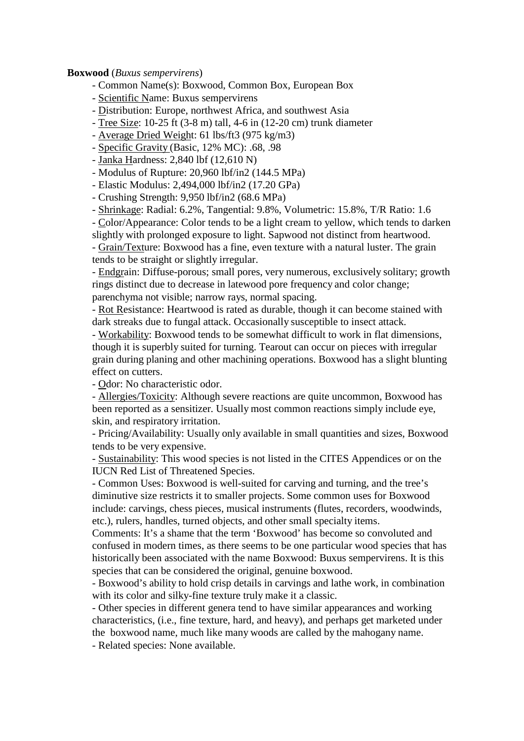**Boxwood** (*Buxus sempervirens*)

- Common Name(s): Boxwood, Common Box, European Box
- Scientific Name: Buxus sempervirens
- Distribution: Europe, northwest Africa, and southwest Asia
- Tree Size: 10-25 ft (3-8 m) tall, 4-6 in (12-20 cm) trunk diameter
- Average Dried Weight: 61 lbs/ft3 (975 kg/m3)
- Specific Gravity (Basic, 12% MC): .68, .98
- Janka Hardness: 2,840 lbf (12,610 N)
- Modulus of Rupture: 20,960 lbf/in2 (144.5 MPa)
- Elastic Modulus: 2,494,000 lbf/in2 (17.20 GPa)
- Crushing Strength: 9,950 lbf/in2 (68.6 MPa)
- Shrinkage: Radial: 6.2%, Tangential: 9.8%, Volumetric: 15.8%, T/R Ratio: 1.6
- Color/Appearance: Color tends to be a light cream to yellow, which tends to darken slightly with prolonged exposure to light. Sapwood not distinct from heartwood.
- Grain/Texture: Boxwood has a fine, even texture with a natural luster. The grain tends to be straight or slightly irregular.
- Endgrain: Diffuse-porous; small pores, very numerous, exclusively solitary; growth rings distinct due to decrease in latewood pore frequency and color change; parenchyma not visible; narrow rays, normal spacing.
- Rot Resistance: Heartwood is rated as durable, though it can become stained with dark streaks due to fungal attack. Occasionally susceptible to insect attack.
- Workability: Boxwood tends to be somewhat difficult to work in flat dimensions, though it is superbly suited for turning. Tearout can occur on pieces with irregular grain during planing and other machining operations. Boxwood has a slight blunting effect on cutters.
- Odor: No characteristic odor.
- Allergies/Toxicity: Although severe reactions are quite uncommon, Boxwood has been reported as a sensitizer. Usually most common reactions simply include eye, skin, and respiratory irritation.
- Pricing/Availability: Usually only available in small quantities and sizes, Boxwood tends to be very expensive.
- Sustainability: This wood species is not listed in the CITES Appendices or on the IUCN Red List of Threatened Species.
- Common Uses: Boxwood is well-suited for carving and turning, and the tree's diminutive size restricts it to smaller projects. Some common uses for Boxwood include: carvings, chess pieces, musical instruments (flutes, recorders, woodwinds, etc.), rulers, handles, turned objects, and other small specialty items.

Comments: It's a shame that the term 'Boxwood' has become so convoluted and confused in modern times, as there seems to be one particular wood species that has historically been associated with the name Boxwood: Buxus sempervirens. It is this species that can be considered the original, genuine boxwood.

- Boxwood's ability to hold crisp details in carvings and lathe work, in combination with its color and silky-fine texture truly make it a classic.
- Other species in different genera tend to have similar appearances and working characteristics, (i.e., fine texture, hard, and heavy), and perhaps get marketed under the boxwood name, much like many woods are called by the mahogany name.
- Related species: None available.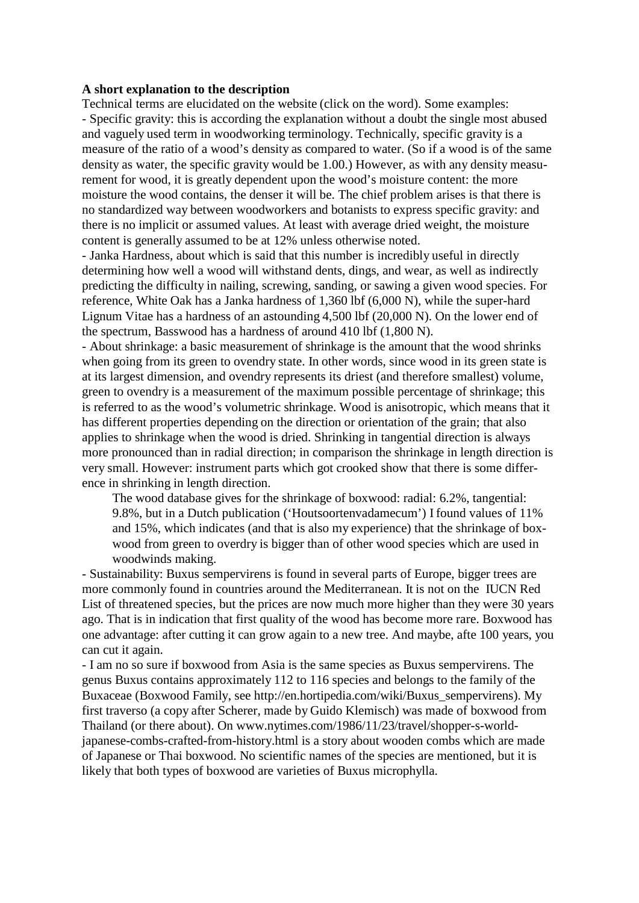**A short explanation to the description**

Technical terms are elucidated on the website (click on the word). Some examples:

- Specific gravity: this is according the explanation without a doubt the single most abused and vaguely used term in woodworking terminology. Technically, specific gravity is a measure of the ratio of a wood's density as compared to water. (So if a wood is of the same density as water, the specific gravity would be 1.00.) However, as with any density measurement for wood, it is greatly dependent upon the wood's moisture content: the more moisture the wood contains, the denser it will be. The chief problem arises is that there is no standardized way between woodworkers and botanists to express specific gravity: and there is no implicit or assumed values. At least with average dried weight, the moisture content is generally assumed to be at 12% unless otherwise noted.
- Janka Hardness, about which is said that this number is incredibly useful in directly determining how well a wood will withstand dents, dings, and wear, as well as indirectly predicting the difficulty in nailing, screwing, sanding, or sawing a given wood species. For reference, White Oak has a Janka hardness of 1,360 lbf (6,000 N), while the super-hard Lignum Vitae has a hardness of an astounding 4,500 lbf (20,000 N). On the lower end of the spectrum, Basswood has a hardness of around 410 lbf (1,800 N).
- About shrinkage: a basic measurement of shrinkage is the amount that the wood shrinks when going from its green to ovendry state. In other words, since wood in its green state is at its largest dimension, and ovendry represents its driest (and therefore smallest) volume, green to ovendry is a measurement of the maximum possible percentage of shrinkage; this is referred to as the wood's volumetric shrinkage. Wood is anisotropic, which means that it has different properties depending on the direction or orientation of the grain; that also applies to shrinkage when the wood is dried. Shrinking in tangential direction is always more pronounced than in radial direction; in comparison the shrinkage in length direction is very small. However: instrument parts which got crooked show that there is some difference in shrinking in length direction.

  The wood database gives for the shrinkage of boxwood: radial: 6.2%, tangential: 9.8%, but in a Dutch publication ('Houtsoortenvadamecum') I found values of 11% and 15%, which indicates (and that is also my experience) that the shrinkage of boxwood from green to overdry is bigger than of other wood species which are used in woodwinds making.

- Sustainability: Buxus sempervirens is found in several parts of Europe, bigger trees are more commonly found in countries around the Mediterranean. It is not on the IUCN Red List of threatened species, but the prices are now much more higher than they were 30 years ago. That is in indication that first quality of the wood has become more rare. Boxwood has one advantage: after cutting it can grow again to a new tree. And maybe, afte 100 years, you can cut it again.
- I am no so sure if boxwood from Asia is the same species as Buxus sempervirens. The genus Buxus contains approximately 112 to 116 species and belongs to the family of the Buxaceae (Boxwood Family, see http://en.hortipedia.com/wiki/Buxus_sempervirens). My first traverso (a copy after Scherer, made by Guido Klemisch) was made of boxwood from Thailand (or there about). On www.nytimes.com/1986/11/23/travel/shopper-s-world-japanese-combs-crafted-from-history.html is a story about wooden combs which are made of Japanese or Thai boxwood. No scientific names of the species are mentioned, but it is likely that both types of boxwood are varieties of Buxus microphylla.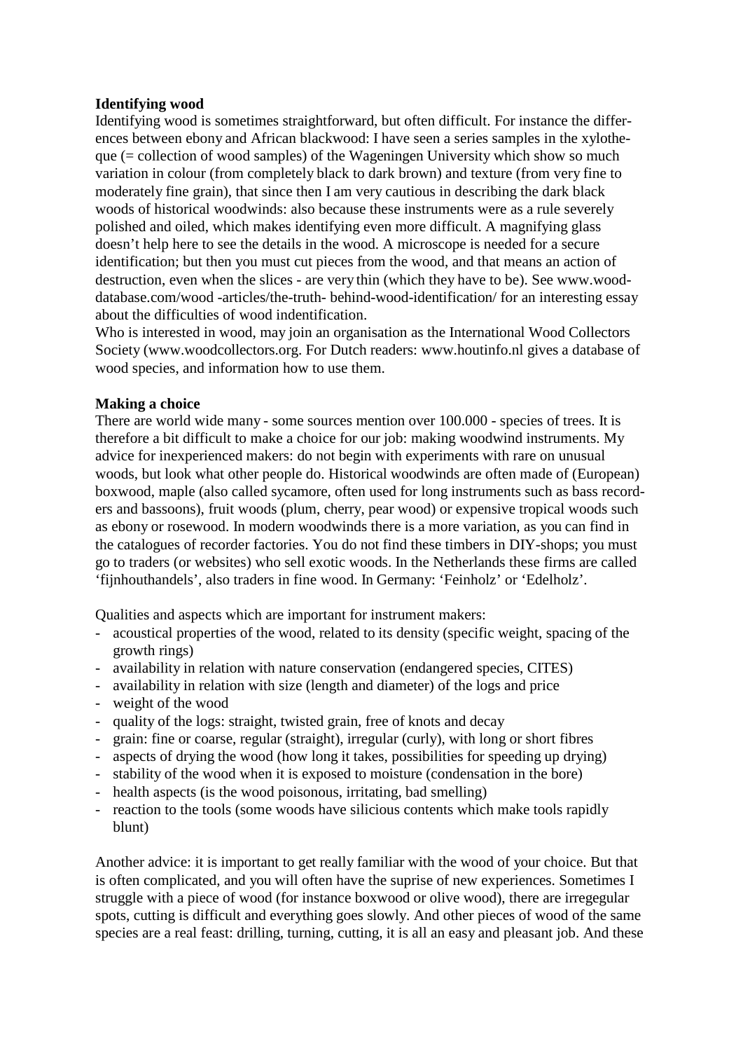**Identifying wood**

Identifying wood is sometimes straightforward, but often difficult. For instance the differences between ebony and African blackwood: I have seen a series samples in the xylotheque (= collection of wood samples) of the Wageningen University which show so much variation in colour (from completely black to dark brown) and texture (from very fine to moderately fine grain), that since then I am very cautious in describing the dark black woods of historical woodwinds: also because these instruments were as a rule severely polished and oiled, which makes identifying even more difficult. A magnifying glass doesn't help here to see the details in the wood. A microscope is needed for a secure identification; but then you must cut pieces from the wood, and that means an action of destruction, even when the slices - are very thin (which they have to be). See www.wood-database.com/wood -articles/the-truth- behind-wood-identification/ for an interesting essay about the difficulties of wood indentification.

Who is interested in wood, may join an organisation as the International Wood Collectors Society (www.woodcollectors.org. For Dutch readers: www.houtinfo.nl gives a database of wood species, and information how to use them.

**Making a choice**

There are world wide many - some sources mention over 100.000 - species of trees. It is therefore a bit difficult to make a choice for our job: making woodwind instruments. My advice for inexperienced makers: do not begin with experiments with rare on unusual woods, but look what other people do. Historical woodwinds are often made of (European) boxwood, maple (also called sycamore, often used for long instruments such as bass recorders and bassoons), fruit woods (plum, cherry, pear wood) or expensive tropical woods such as ebony or rosewood. In modern woodwinds there is a more variation, as you can find in the catalogues of recorder factories. You do not find these timbers in DIY-shops; you must go to traders (or websites) who sell exotic woods. In the Netherlands these firms are called 'fijnhouthandels', also traders in fine wood. In Germany: 'Feinholz' or 'Edelholz'.

Qualities and aspects which are important for instrument makers:

- acoustical properties of the wood, related to its density (specific weight, spacing of the growth rings)
- availability in relation with nature conservation (endangered species, CITES)
- availability in relation with size (length and diameter) of the logs and price
- weight of the wood
- quality of the logs: straight, twisted grain, free of knots and decay
- grain: fine or coarse, regular (straight), irregular (curly), with long or short fibres
- aspects of drying the wood (how long it takes, possibilities for speeding up drying)
- stability of the wood when it is exposed to moisture (condensation in the bore)
- health aspects (is the wood poisonous, irritating, bad smelling)
- reaction to the tools (some woods have silicious contents which make tools rapidly blunt)

Another advice: it is important to get really familiar with the wood of your choice. But that is often complicated, and you will often have the suprise of new experiences. Sometimes I struggle with a piece of wood (for instance boxwood or olive wood), there are irregegular spots, cutting is difficult and everything goes slowly. And other pieces of wood of the same species are a real feast: drilling, turning, cutting, it is all an easy and pleasant job. And these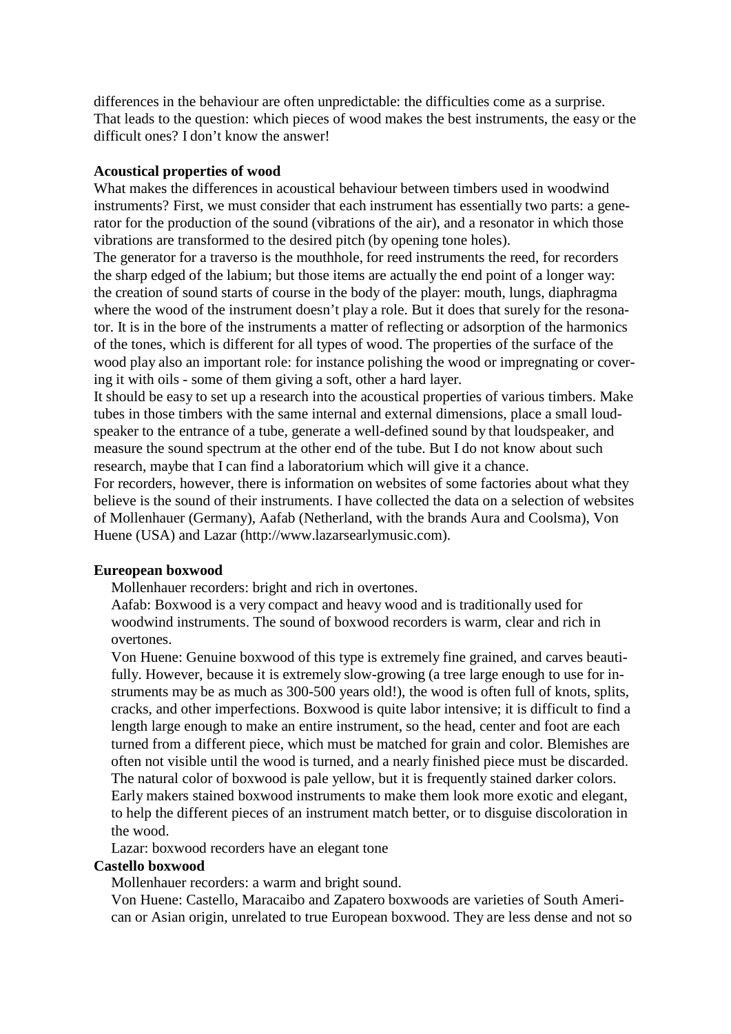differences in the behaviour are often unpredictable: the difficulties come as a surprise. That leads to the question: which pieces of wood makes the best instruments, the easy or the difficult ones? I don't know the answer!

**Acoustical properties of wood**

What makes the differences in acoustical behaviour between timbers used in woodwind instruments? First, we must consider that each instrument has essentially two parts: a generator for the production of the sound (vibrations of the air), and a resonator in which those vibrations are transformed to the desired pitch (by opening tone holes).

The generator for a traverso is the mouthhole, for reed instruments the reed, for recorders the sharp edged of the labium; but those items are actually the end point of a longer way: the creation of sound starts of course in the body of the player: mouth, lungs, diaphragma where the wood of the instrument doesn't play a role. But it does that surely for the resonator. It is in the bore of the instruments a matter of reflecting or adsorption of the harmonics of the tones, which is different for all types of wood. The properties of the surface of the wood play also an important role: for instance polishing the wood or impregnating or covering it with oils - some of them giving a soft, other a hard layer.

It should be easy to set up a research into the acoustical properties of various timbers. Make tubes in those timbers with the same internal and external dimensions, place a small loudspeaker to the entrance of a tube, generate a well-defined sound by that loudspeaker, and measure the sound spectrum at the other end of the tube. But I do not know about such research, maybe that I can find a laboratorium which will give it a chance.

For recorders, however, there is information on websites of some factories about what they believe is the sound of their instruments. I have collected the data on a selection of websites of Mollenhauer (Germany), Aafab (Netherland, with the brands Aura and Coolsma), Von Huene (USA) and Lazar (http://www.lazarsearlymusic.com).

**Eureopean boxwood**

Mollenhauer recorders: bright and rich in overtones.

Aafab: Boxwood is a very compact and heavy wood and is traditionally used for woodwind instruments. The sound of boxwood recorders is warm, clear and rich in overtones.

Von Huene: Genuine boxwood of this type is extremely fine grained, and carves beautifully. However, because it is extremely slow-growing (a tree large enough to use for instruments may be as much as 300-500 years old!), the wood is often full of knots, splits, cracks, and other imperfections. Boxwood is quite labor intensive; it is difficult to find a length large enough to make an entire instrument, so the head, center and foot are each turned from a different piece, which must be matched for grain and color. Blemishes are often not visible until the wood is turned, and a nearly finished piece must be discarded. The natural color of boxwood is pale yellow, but it is frequently stained darker colors. Early makers stained boxwood instruments to make them look more exotic and elegant, to help the different pieces of an instrument match better, or to disguise discoloration in the wood.

Lazar: boxwood recorders have an elegant tone

**Castello boxwood**

Mollenhauer recorders: a warm and bright sound.

Von Huene: Castello, Maracaibo and Zapatero boxwoods are varieties of South American or Asian origin, unrelated to true European boxwood. They are less dense and not so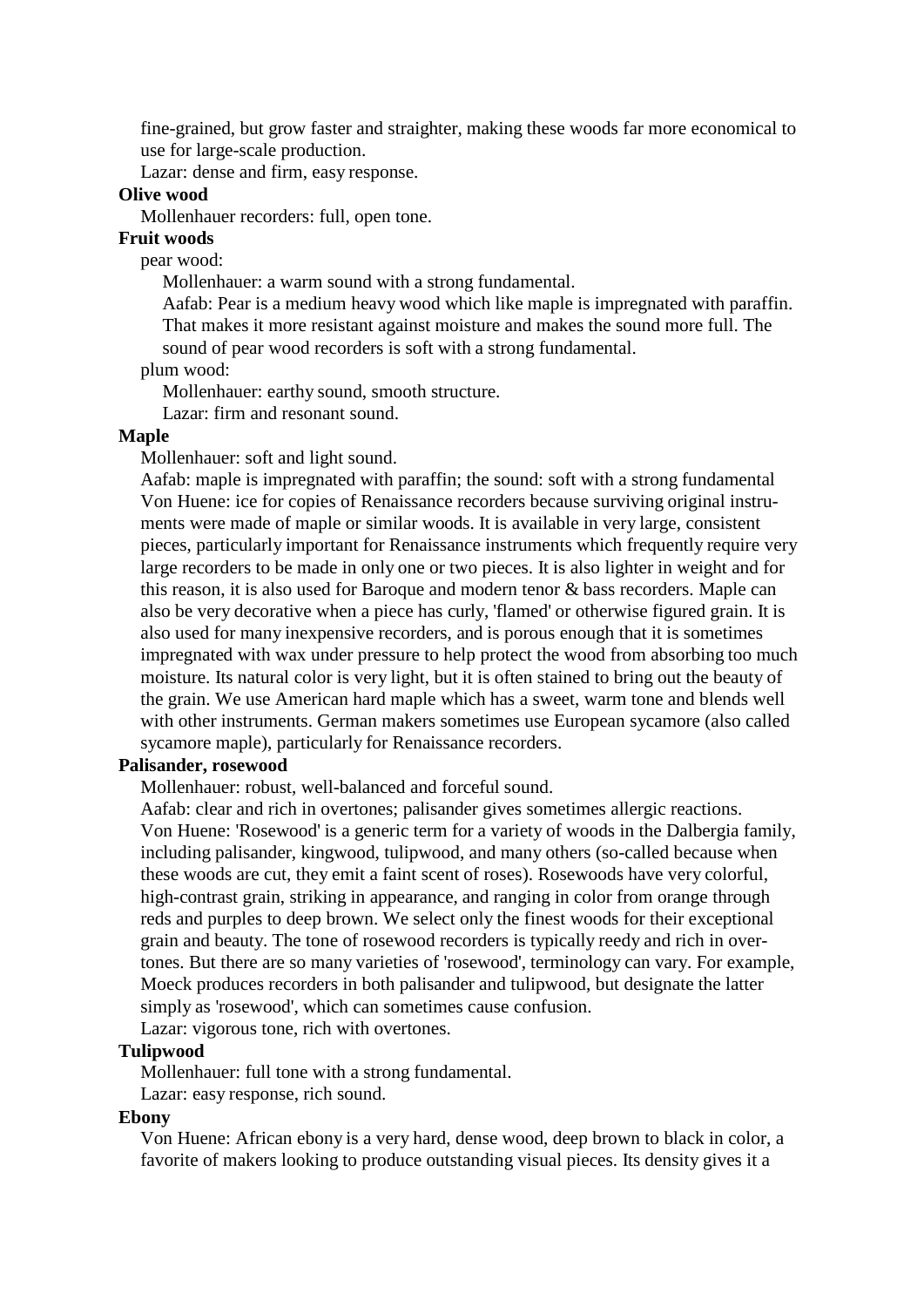fine-grained, but grow faster and straighter, making these woods far more economical to use for large-scale production.

Lazar: dense and firm, easy response.

**Olive wood**

Mollenhauer recorders: full, open tone.

**Fruit woods**

pear wood:

Mollenhauer: a warm sound with a strong fundamental.

Aafab: Pear is a medium heavy wood which like maple is impregnated with paraffin. That makes it more resistant against moisture and makes the sound more full. The sound of pear wood recorders is soft with a strong fundamental.

plum wood:

Mollenhauer: earthy sound, smooth structure.

Lazar: firm and resonant sound.

**Maple**

Mollenhauer: soft and light sound.

Aafab: maple is impregnated with paraffin; the sound: soft with a strong fundamental

Von Huene: ice for copies of Renaissance recorders because surviving original instruments were made of maple or similar woods. It is available in very large, consistent pieces, particularly important for Renaissance instruments which frequently require very large recorders to be made in only one or two pieces. It is also lighter in weight and for this reason, it is also used for Baroque and modern tenor & bass recorders. Maple can also be very decorative when a piece has curly, 'flamed' or otherwise figured grain. It is also used for many inexpensive recorders, and is porous enough that it is sometimes impregnated with wax under pressure to help protect the wood from absorbing too much moisture. Its natural color is very light, but it is often stained to bring out the beauty of the grain. We use American hard maple which has a sweet, warm tone and blends well with other instruments. German makers sometimes use European sycamore (also called sycamore maple), particularly for Renaissance recorders.

**Palisander, rosewood**

Mollenhauer: robust, well-balanced and forceful sound.

Aafab: clear and rich in overtones; palisander gives sometimes allergic reactions.

Von Huene: 'Rosewood' is a generic term for a variety of woods in the Dalbergia family, including palisander, kingwood, tulipwood, and many others (so-called because when these woods are cut, they emit a faint scent of roses). Rosewoods have very colorful, high-contrast grain, striking in appearance, and ranging in color from orange through reds and purples to deep brown. We select only the finest woods for their exceptional grain and beauty. The tone of rosewood recorders is typically reedy and rich in overtones. But there are so many varieties of 'rosewood', terminology can vary. For example, Moeck produces recorders in both palisander and tulipwood, but designate the latter simply as 'rosewood', which can sometimes cause confusion.

Lazar: vigorous tone, rich with overtones.

**Tulipwood**

Mollenhauer: full tone with a strong fundamental.

Lazar: easy response, rich sound.

**Ebony**

Von Huene: African ebony is a very hard, dense wood, deep brown to black in color, a favorite of makers looking to produce outstanding visual pieces. Its density gives it a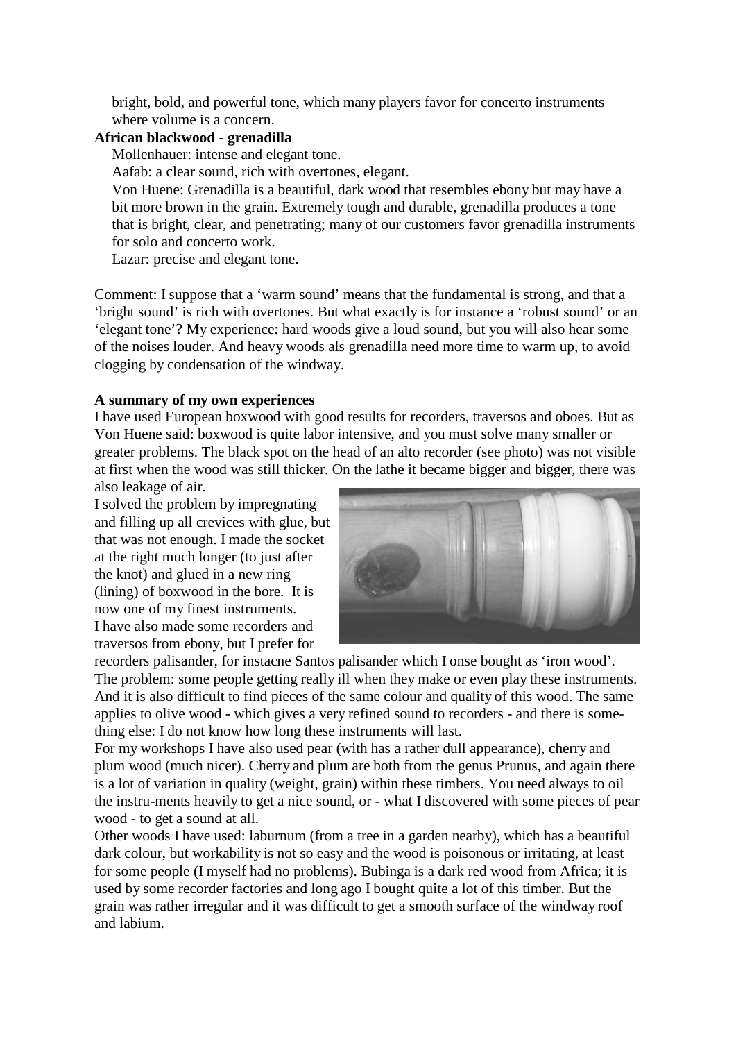bright, bold, and powerful tone, which many players favor for concerto instruments where volume is a concern.

**African blackwood - grenadilla**

Mollenhauer: intense and elegant tone.

Aafab: a clear sound, rich with overtones, elegant.

Von Huene: Grenadilla is a beautiful, dark wood that resembles ebony but may have a bit more brown in the grain. Extremely tough and durable, grenadilla produces a tone that is bright, clear, and penetrating; many of our customers favor grenadilla instruments for solo and concerto work.

Lazar: precise and elegant tone.

Comment: I suppose that a 'warm sound' means that the fundamental is strong, and that a 'bright sound' is rich with overtones. But what exactly is for instance a 'robust sound' or an 'elegant tone'? My experience: hard woods give a loud sound, but you will also hear some of the noises louder. And heavy woods als grenadilla need more time to warm up, to avoid clogging by condensation of the windway.

**A summary of my own experiences**

I have used European boxwood with good results for recorders, traversos and oboes. But as Von Huene said: boxwood is quite labor intensive, and you must solve many smaller or greater problems. The black spot on the head of an alto recorder (see photo) was not visible at first when the wood was still thicker. On the lathe it became bigger and bigger, there was also leakage of air.

I solved the problem by impregnating and filling up all crevices with glue, but that was not enough. I made the socket at the right much longer (to just after the knot) and glued in a new ring (lining) of boxwood in the bore. It is now one of my finest instruments.

I have also made some recorders and traversos from ebony, but I prefer for recorders palisander, for instacne Santos palisander which I onse bought as 'iron wood'. The problem: some people getting really ill when they make or even play these instruments. And it is also difficult to find pieces of the same colour and quality of this wood. The same applies to olive wood - which gives a very refined sound to recorders - and there is something else: I do not know how long these instruments will last.

For my workshops I have also used pear (with has a rather dull appearance), cherry and plum wood (much nicer). Cherry and plum are both from the genus Prunus, and again there is a lot of variation in quality (weight, grain) within these timbers. You need always to oil the instru-ments heavily to get a nice sound, or - what I discovered with some pieces of pear wood - to get a sound at all.

Other woods I have used: laburnum (from a tree in a garden nearby), which has a beautiful dark colour, but workability is not so easy and the wood is poisonous or irritating, at least for some people (I myself had no problems). Bubinga is a dark red wood from Africa; it is used by some recorder factories and long ago I bought quite a lot of this timber. But the grain was rather irregular and it was difficult to get a smooth surface of the windway roof and labium.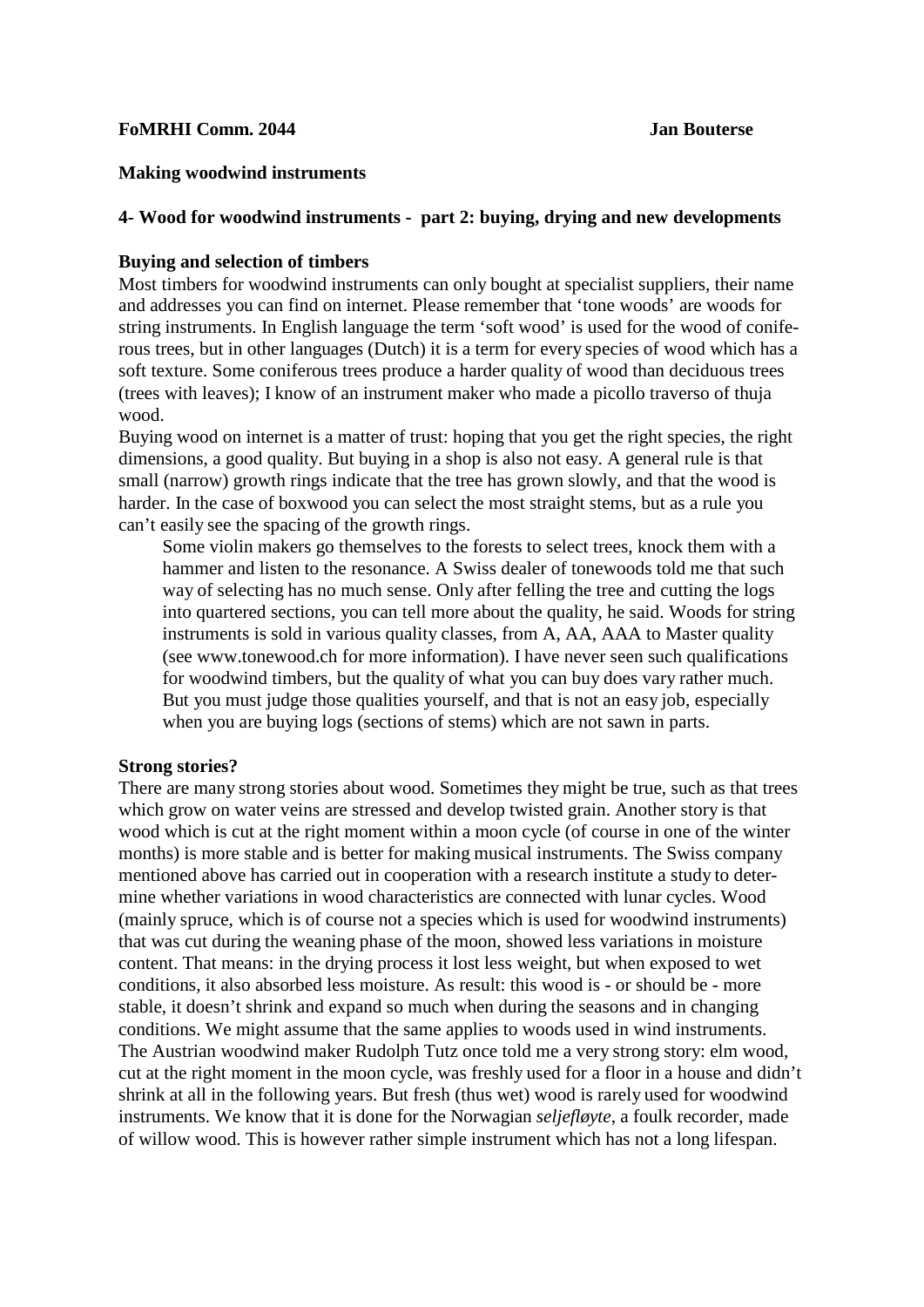**FoMRHI Comm. 2044** **Jan Bouterse**

**Making woodwind instruments**

**4- Wood for woodwind instruments - part 2: buying, drying and new developments**

**Buying and selection of timbers**

Most timbers for woodwind instruments can only bought at specialist suppliers, their name and addresses you can find on internet. Please remember that 'tone woods' are woods for string instruments. In English language the term 'soft wood' is used for the wood of coniferous trees, but in other languages (Dutch) it is a term for every species of wood which has a soft texture. Some coniferous trees produce a harder quality of wood than deciduous trees (trees with leaves); I know of an instrument maker who made a picollo traverso of thuja wood.

Buying wood on internet is a matter of trust: hoping that you get the right species, the right dimensions, a good quality. But buying in a shop is also not easy. A general rule is that small (narrow) growth rings indicate that the tree has grown slowly, and that the wood is harder. In the case of boxwood you can select the most straight stems, but as a rule you can't easily see the spacing of the growth rings.

> Some violin makers go themselves to the forests to select trees, knock them with a hammer and listen to the resonance. A Swiss dealer of tonewoods told me that such way of selecting has no much sense. Only after felling the tree and cutting the logs into quartered sections, you can tell more about the quality, he said. Woods for string instruments is sold in various quality classes, from A, AA, AAA to Master quality (see www.tonewood.ch for more information). I have never seen such qualifications for woodwind timbers, but the quality of what you can buy does vary rather much. But you must judge those qualities yourself, and that is not an easy job, especially when you are buying logs (sections of stems) which are not sawn in parts.

**Strong stories?**

There are many strong stories about wood. Sometimes they might be true, such as that trees which grow on water veins are stressed and develop twisted grain. Another story is that wood which is cut at the right moment within a moon cycle (of course in one of the winter months) is more stable and is better for making musical instruments. The Swiss company mentioned above has carried out in cooperation with a research institute a study to determine whether variations in wood characteristics are connected with lunar cycles. Wood (mainly spruce, which is of course not a species which is used for woodwind instruments) that was cut during the weaning phase of the moon, showed less variations in moisture content. That means: in the drying process it lost less weight, but when exposed to wet conditions, it also absorbed less moisture. As result: this wood is - or should be - more stable, it doesn't shrink and expand so much when during the seasons and in changing conditions. We might assume that the same applies to woods used in wind instruments. The Austrian woodwind maker Rudolph Tutz once told me a very strong story: elm wood, cut at the right moment in the moon cycle, was freshly used for a floor in a house and didn't shrink at all in the following years. But fresh (thus wet) wood is rarely used for woodwind instruments. We know that it is done for the Norwagian *seljefløyte*, a foulk recorder, made of willow wood. This is however rather simple instrument which has not a long lifespan.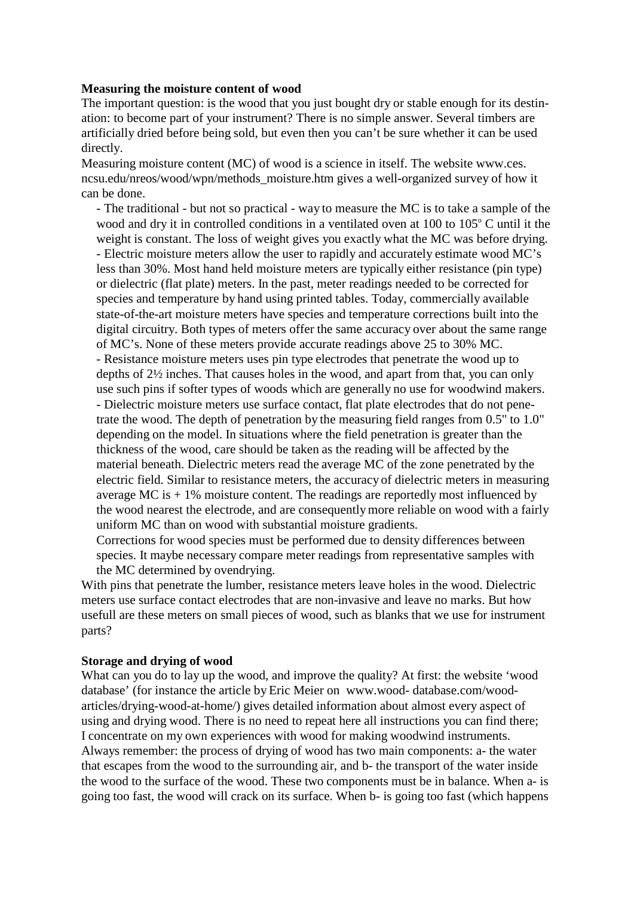**Measuring the moisture content of wood**

The important question: is the wood that you just bought dry or stable enough for its destination: to become part of your instrument? There is no simple answer. Several timbers are artificially dried before being sold, but even then you can't be sure whether it can be used directly.

Measuring moisture content (MC) of wood is a science in itself. The website www.ces.ncsu.edu/nreos/wood/wpn/methods_moisture.htm gives a well-organized survey of how it can be done.

- The traditional - but not so practical - way to measure the MC is to take a sample of the wood and dry it in controlled conditions in a ventilated oven at 100 to 105° C until it the weight is constant. The loss of weight gives you exactly what the MC was before drying.
- Electric moisture meters allow the user to rapidly and accurately estimate wood MC's less than 30%. Most hand held moisture meters are typically either resistance (pin type) or dielectric (flat plate) meters. In the past, meter readings needed to be corrected for species and temperature by hand using printed tables. Today, commercially available state-of-the-art moisture meters have species and temperature corrections built into the digital circuitry. Both types of meters offer the same accuracy over about the same range of MC's. None of these meters provide accurate readings above 25 to 30% MC.
- Resistance moisture meters uses pin type electrodes that penetrate the wood up to depths of 2½ inches. That causes holes in the wood, and apart from that, you can only use such pins if softer types of woods which are generally no use for woodwind makers.
- Dielectric moisture meters use surface contact, flat plate electrodes that do not penetrate the wood. The depth of penetration by the measuring field ranges from 0.5" to 1.0" depending on the model. In situations where the field penetration is greater than the thickness of the wood, care should be taken as the reading will be affected by the material beneath. Dielectric meters read the average MC of the zone penetrated by the electric field. Similar to resistance meters, the accuracy of dielectric meters in measuring average MC is + 1% moisture content. The readings are reportedly most influenced by the wood nearest the electrode, and are consequently more reliable on wood with a fairly uniform MC than on wood with substantial moisture gradients.
  Corrections for wood species must be performed due to density differences between species. It maybe necessary compare meter readings from representative samples with the MC determined by ovendrying.

With pins that penetrate the lumber, resistance meters leave holes in the wood. Dielectric meters use surface contact electrodes that are non-invasive and leave no marks. But how usefull are these meters on small pieces of wood, such as blanks that we use for instrument parts?

**Storage and drying of wood**

What can you do to lay up the wood, and improve the quality? At first: the website 'wood database' (for instance the article by Eric Meier on www.wood- database.com/wood-articles/drying-wood-at-home/) gives detailed information about almost every aspect of using and drying wood. There is no need to repeat here all instructions you can find there; I concentrate on my own experiences with wood for making woodwind instruments.

Always remember: the process of drying of wood has two main components: a- the water that escapes from the wood to the surrounding air, and b- the transport of the water inside the wood to the surface of the wood. These two components must be in balance. When a- is going too fast, the wood will crack on its surface. When b- is going too fast (which happens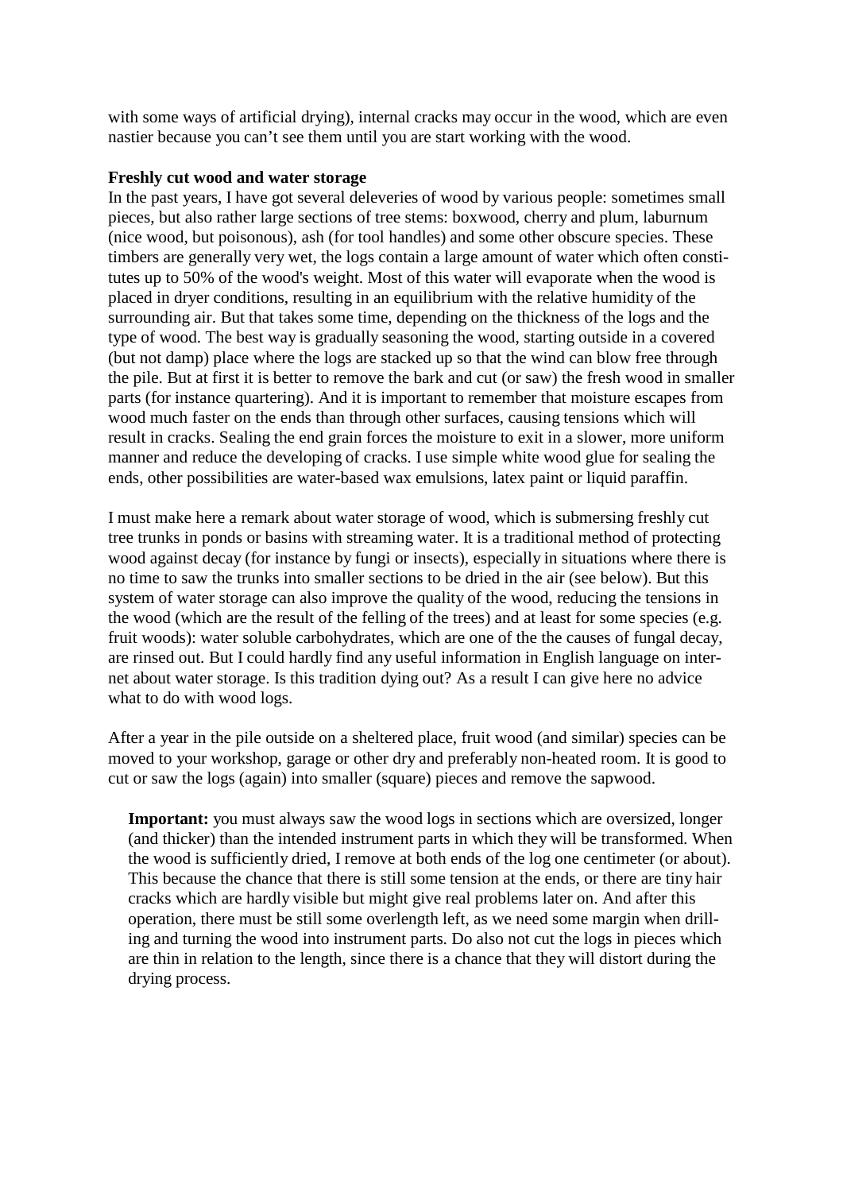with some ways of artificial drying), internal cracks may occur in the wood, which are even nastier because you can't see them until you are start working with the wood.

**Freshly cut wood and water storage**

In the past years, I have got several deleveries of wood by various people: sometimes small pieces, but also rather large sections of tree stems: boxwood, cherry and plum, laburnum (nice wood, but poisonous), ash (for tool handles) and some other obscure species. These timbers are generally very wet, the logs contain a large amount of water which often constitutes up to 50% of the wood's weight. Most of this water will evaporate when the wood is placed in dryer conditions, resulting in an equilibrium with the relative humidity of the surrounding air. But that takes some time, depending on the thickness of the logs and the type of wood. The best way is gradually seasoning the wood, starting outside in a covered (but not damp) place where the logs are stacked up so that the wind can blow free through the pile. But at first it is better to remove the bark and cut (or saw) the fresh wood in smaller parts (for instance quartering). And it is important to remember that moisture escapes from wood much faster on the ends than through other surfaces, causing tensions which will result in cracks. Sealing the end grain forces the moisture to exit in a slower, more uniform manner and reduce the developing of cracks. I use simple white wood glue for sealing the ends, other possibilities are water-based wax emulsions, latex paint or liquid paraffin.

I must make here a remark about water storage of wood, which is submersing freshly cut tree trunks in ponds or basins with streaming water. It is a traditional method of protecting wood against decay (for instance by fungi or insects), especially in situations where there is no time to saw the trunks into smaller sections to be dried in the air (see below). But this system of water storage can also improve the quality of the wood, reducing the tensions in the wood (which are the result of the felling of the trees) and at least for some species (e.g. fruit woods): water soluble carbohydrates, which are one of the the causes of fungal decay, are rinsed out. But I could hardly find any useful information in English language on internet about water storage. Is this tradition dying out? As a result I can give here no advice what to do with wood logs.

After a year in the pile outside on a sheltered place, fruit wood (and similar) species can be moved to your workshop, garage or other dry and preferably non-heated room. It is good to cut or saw the logs (again) into smaller (square) pieces and remove the sapwood.

> **Important:** you must always saw the wood logs in sections which are oversized, longer (and thicker) than the intended instrument parts in which they will be transformed. When the wood is sufficiently dried, I remove at both ends of the log one centimeter (or about). This because the chance that there is still some tension at the ends, or there are tiny hair cracks which are hardly visible but might give real problems later on. And after this operation, there must be still some overlength left, as we need some margin when drilling and turning the wood into instrument parts. Do also not cut the logs in pieces which are thin in relation to the length, since there is a chance that they will distort during the drying process.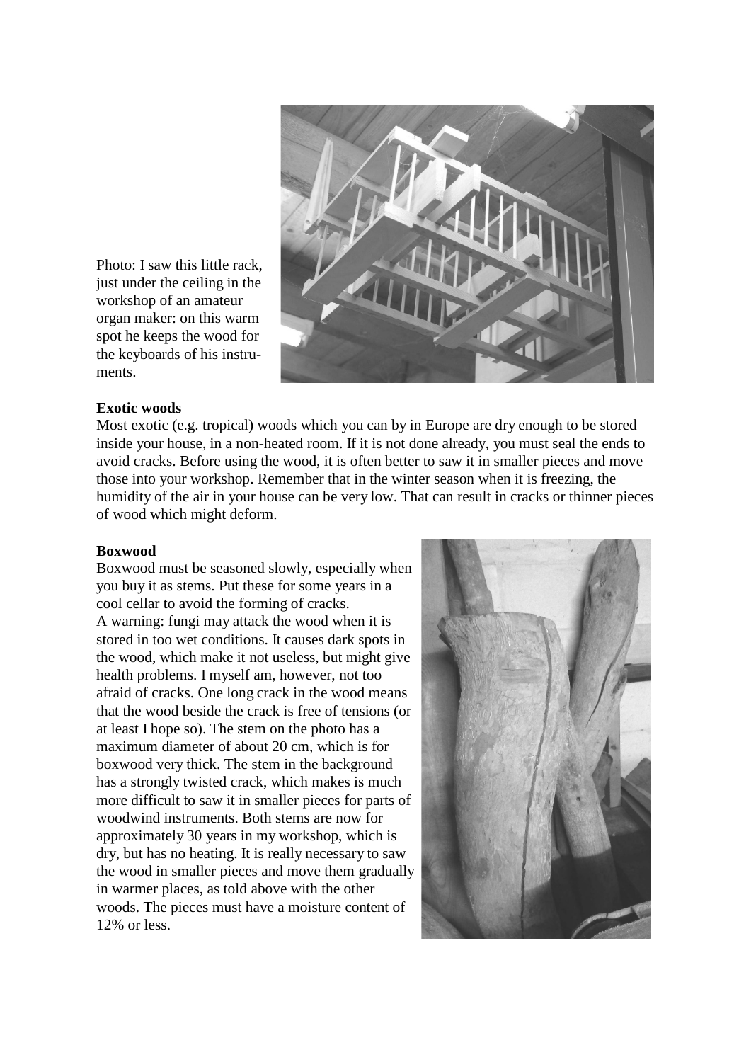Photo: I saw this little rack, just under the ceiling in the workshop of an amateur organ maker: on this warm spot he keeps the wood for the keyboards of his instruments.

**Exotic woods**

Most exotic (e.g. tropical) woods which you can by in Europe are dry enough to be stored inside your house, in a non-heated room. If it is not done already, you must seal the ends to avoid cracks. Before using the wood, it is often better to saw it in smaller pieces and move those into your workshop. Remember that in the winter season when it is freezing, the humidity of the air in your house can be very low. That can result in cracks or thinner pieces of wood which might deform.

**Boxwood**

Boxwood must be seasoned slowly, especially when you buy it as stems. Put these for some years in a cool cellar to avoid the forming of cracks.
A warning: fungi may attack the wood when it is stored in too wet conditions. It causes dark spots in the wood, which make it not useless, but might give health problems. I myself am, however, not too afraid of cracks. One long crack in the wood means that the wood beside the crack is free of tensions (or at least I hope so). The stem on the photo has a maximum diameter of about 20 cm, which is for boxwood very thick. The stem in the background has a strongly twisted crack, which makes is much more difficult to saw it in smaller pieces for parts of woodwind instruments. Both stems are now for approximately 30 years in my workshop, which is dry, but has no heating. It is really necessary to saw the wood in smaller pieces and move them gradually in warmer places, as told above with the other woods. The pieces must have a moisture content of 12% or less.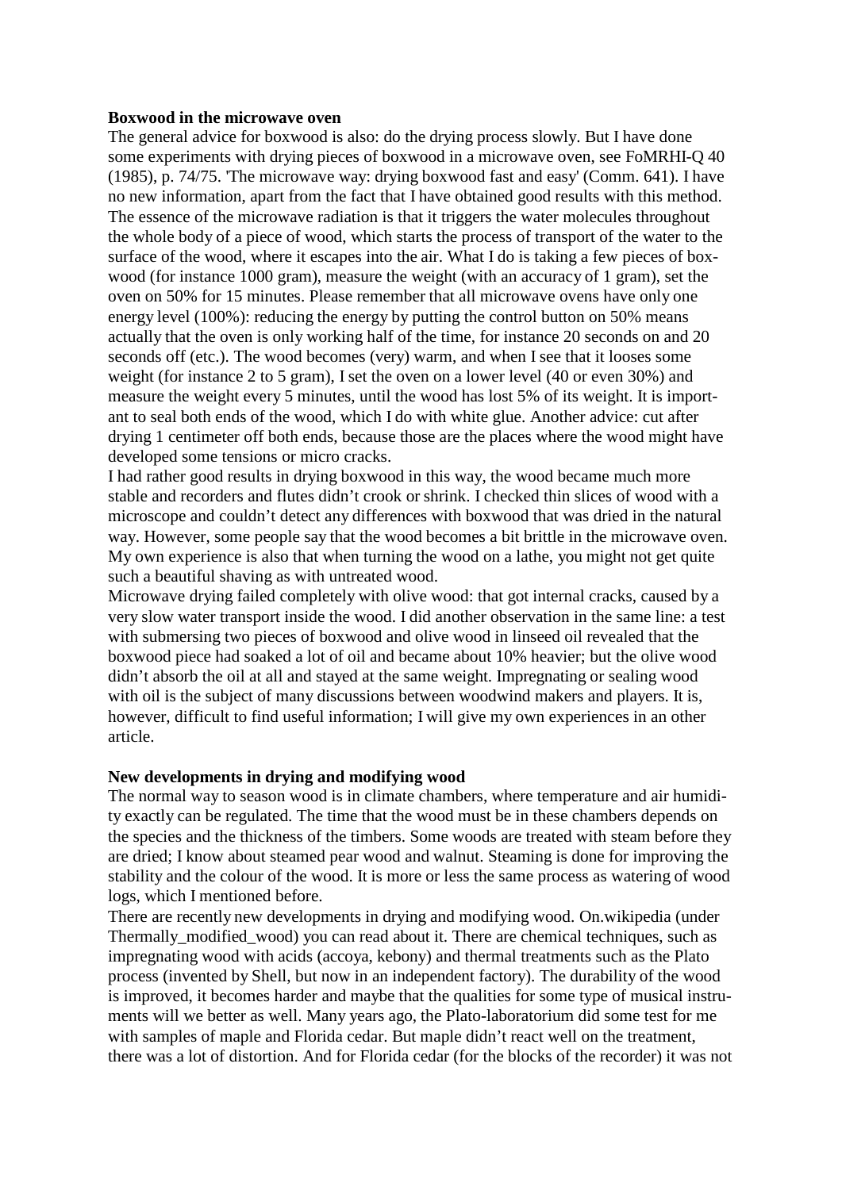**Boxwood in the microwave oven**

The general advice for boxwood is also: do the drying process slowly. But I have done some experiments with drying pieces of boxwood in a microwave oven, see FoMRHI-Q 40 (1985), p. 74/75. 'The microwave way: drying boxwood fast and easy' (Comm. 641). I have no new information, apart from the fact that I have obtained good results with this method. The essence of the microwave radiation is that it triggers the water molecules throughout the whole body of a piece of wood, which starts the process of transport of the water to the surface of the wood, where it escapes into the air. What I do is taking a few pieces of box-wood (for instance 1000 gram), measure the weight (with an accuracy of 1 gram), set the oven on 50% for 15 minutes. Please remember that all microwave ovens have only one energy level (100%): reducing the energy by putting the control button on 50% means actually that the oven is only working half of the time, for instance 20 seconds on and 20 seconds off (etc.). The wood becomes (very) warm, and when I see that it looses some weight (for instance 2 to 5 gram), I set the oven on a lower level (40 or even 30%) and measure the weight every 5 minutes, until the wood has lost 5% of its weight. It is important to seal both ends of the wood, which I do with white glue. Another advice: cut after drying 1 centimeter off both ends, because those are the places where the wood might have developed some tensions or micro cracks.

I had rather good results in drying boxwood in this way, the wood became much more stable and recorders and flutes didn't crook or shrink. I checked thin slices of wood with a microscope and couldn't detect any differences with boxwood that was dried in the natural way. However, some people say that the wood becomes a bit brittle in the microwave oven. My own experience is also that when turning the wood on a lathe, you might not get quite such a beautiful shaving as with untreated wood.

Microwave drying failed completely with olive wood: that got internal cracks, caused by a very slow water transport inside the wood. I did another observation in the same line: a test with submersing two pieces of boxwood and olive wood in linseed oil revealed that the boxwood piece had soaked a lot of oil and became about 10% heavier; but the olive wood didn't absorb the oil at all and stayed at the same weight. Impregnating or sealing wood with oil is the subject of many discussions between woodwind makers and players. It is, however, difficult to find useful information; I will give my own experiences in an other article.

**New developments in drying and modifying wood**

The normal way to season wood is in climate chambers, where temperature and air humidity exactly can be regulated. The time that the wood must be in these chambers depends on the species and the thickness of the timbers. Some woods are treated with steam before they are dried; I know about steamed pear wood and walnut. Steaming is done for improving the stability and the colour of the wood. It is more or less the same process as watering of wood logs, which I mentioned before.

There are recently new developments in drying and modifying wood. On.wikipedia (under Thermally_modified_wood) you can read about it. There are chemical techniques, such as impregnating wood with acids (accoya, kebony) and thermal treatments such as the Plato process (invented by Shell, but now in an independent factory). The durability of the wood is improved, it becomes harder and maybe that the qualities for some type of musical instruments will we better as well. Many years ago, the Plato-laboratorium did some test for me with samples of maple and Florida cedar. But maple didn't react well on the treatment, there was a lot of distortion. And for Florida cedar (for the blocks of the recorder) it was not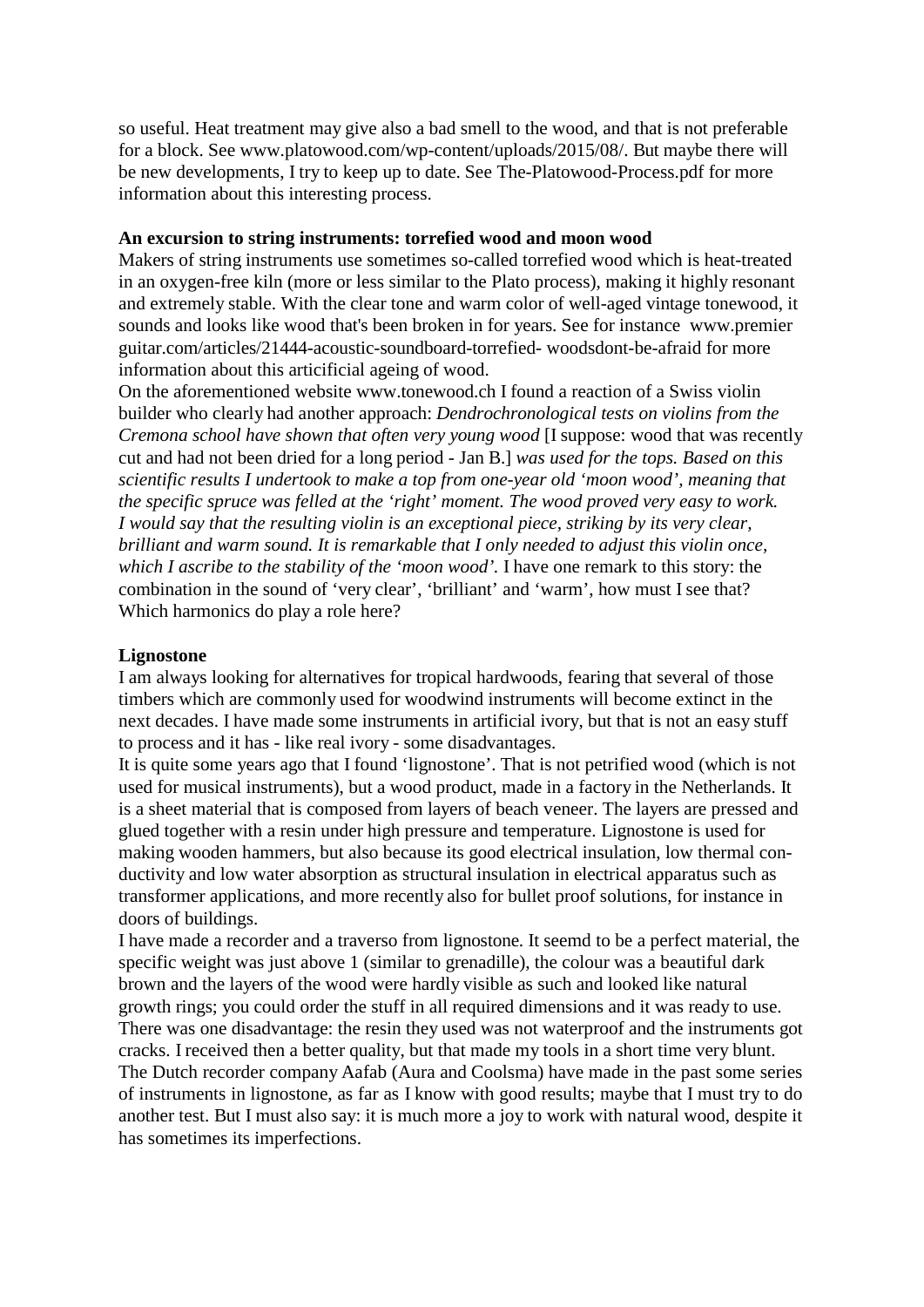so useful. Heat treatment may give also a bad smell to the wood, and that is not preferable for a block. See www.platowood.com/wp-content/uploads/2015/08/. But maybe there will be new developments, I try to keep up to date. See The-Platowood-Process.pdf for more information about this interesting process.

**An excursion to string instruments: torrefied wood and moon wood**

Makers of string instruments use sometimes so-called torrefied wood which is heat-treated in an oxygen-free kiln (more or less similar to the Plato process), making it highly resonant and extremely stable. With the clear tone and warm color of well-aged vintage tonewood, it sounds and looks like wood that's been broken in for years. See for instance www.premier guitar.com/articles/21444-acoustic-soundboard-torrefied- woodsdont-be-afraid for more information about this articificial ageing of wood.

On the aforementioned website www.tonewood.ch I found a reaction of a Swiss violin builder who clearly had another approach: *Dendrochronological tests on violins from the Cremona school have shown that often very young wood* [I suppose: wood that was recently cut and had not been dried for a long period - Jan B.] *was used for the tops. Based on this scientific results I undertook to make a top from one-year old 'moon wood', meaning that the specific spruce was felled at the 'right' moment. The wood proved very easy to work. I would say that the resulting violin is an exceptional piece, striking by its very clear, brilliant and warm sound. It is remarkable that I only needed to adjust this violin once, which I ascribe to the stability of the 'moon wood'.* I have one remark to this story: the combination in the sound of 'very clear', 'brilliant' and 'warm', how must I see that? Which harmonics do play a role here?

**Lignostone**

I am always looking for alternatives for tropical hardwoods, fearing that several of those timbers which are commonly used for woodwind instruments will become extinct in the next decades. I have made some instruments in artificial ivory, but that is not an easy stuff to process and it has - like real ivory - some disadvantages.

It is quite some years ago that I found 'lignostone'. That is not petrified wood (which is not used for musical instruments), but a wood product, made in a factory in the Netherlands. It is a sheet material that is composed from layers of beach veneer. The layers are pressed and glued together with a resin under high pressure and temperature. Lignostone is used for making wooden hammers, but also because its good electrical insulation, low thermal conductivity and low water absorption as structural insulation in electrical apparatus such as transformer applications, and more recently also for bullet proof solutions, for instance in doors of buildings.

I have made a recorder and a traverso from lignostone. It seemd to be a perfect material, the specific weight was just above 1 (similar to grenadille), the colour was a beautiful dark brown and the layers of the wood were hardly visible as such and looked like natural growth rings; you could order the stuff in all required dimensions and it was ready to use. There was one disadvantage: the resin they used was not waterproof and the instruments got cracks. I received then a better quality, but that made my tools in a short time very blunt. The Dutch recorder company Aafab (Aura and Coolsma) have made in the past some series of instruments in lignostone, as far as I know with good results; maybe that I must try to do another test. But I must also say: it is much more a joy to work with natural wood, despite it has sometimes its imperfections.